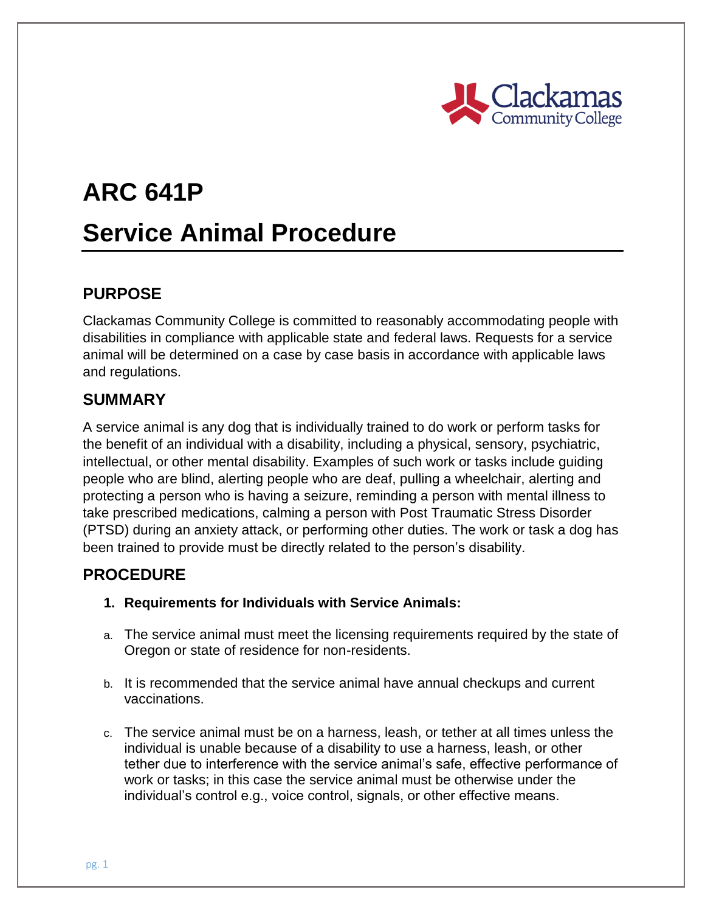# ARC 641P

# Service Animal Procedure

## PURPOSE

Clackamas Community College is committed to reasonably accommodating people with disabilities in compliance with applicable state and federal laws. Requests for a service animal will be determined on a case by case basis in accordance with applicable laws and regulations.

## SUMMARY

A service animal is any dog that is individually trained to do work or perform tasks for the benefit of an individual with a disability, including a physical, sensory, psychiatric, intellectual, or other mental disability. Examples of such work or tasks include guiding people who are blind, alerting people who are deaf, pulling a wheelchair, alerting and protecting a person who is having a seizure, reminding a person with mental illness to take prescribed medications, calming a person with Post Traumatic Stress Disorder (PTSD) during an anxiety attack, or performing other duties. The work or task a dog has been trained to provide must be directly related to the person's disability.

## PROCEDURE

1. **Requirements for Individuals with Service Animals:**

   a. The service animal must meet the licensing requirements required by the state of Oregon or state of residence for non-residents.

   b. It is recommended that the service animal have annual checkups and current vaccinations.

   c. The service animal must be on a harness, leash, or tether at all times unless the individual is unable because of a disability to use a harness, leash, or other tether due to interference with the service animal's safe, effective performance of work or tasks; in this case the service animal must be otherwise under the individual's control e.g., voice control, signals, or other effective means.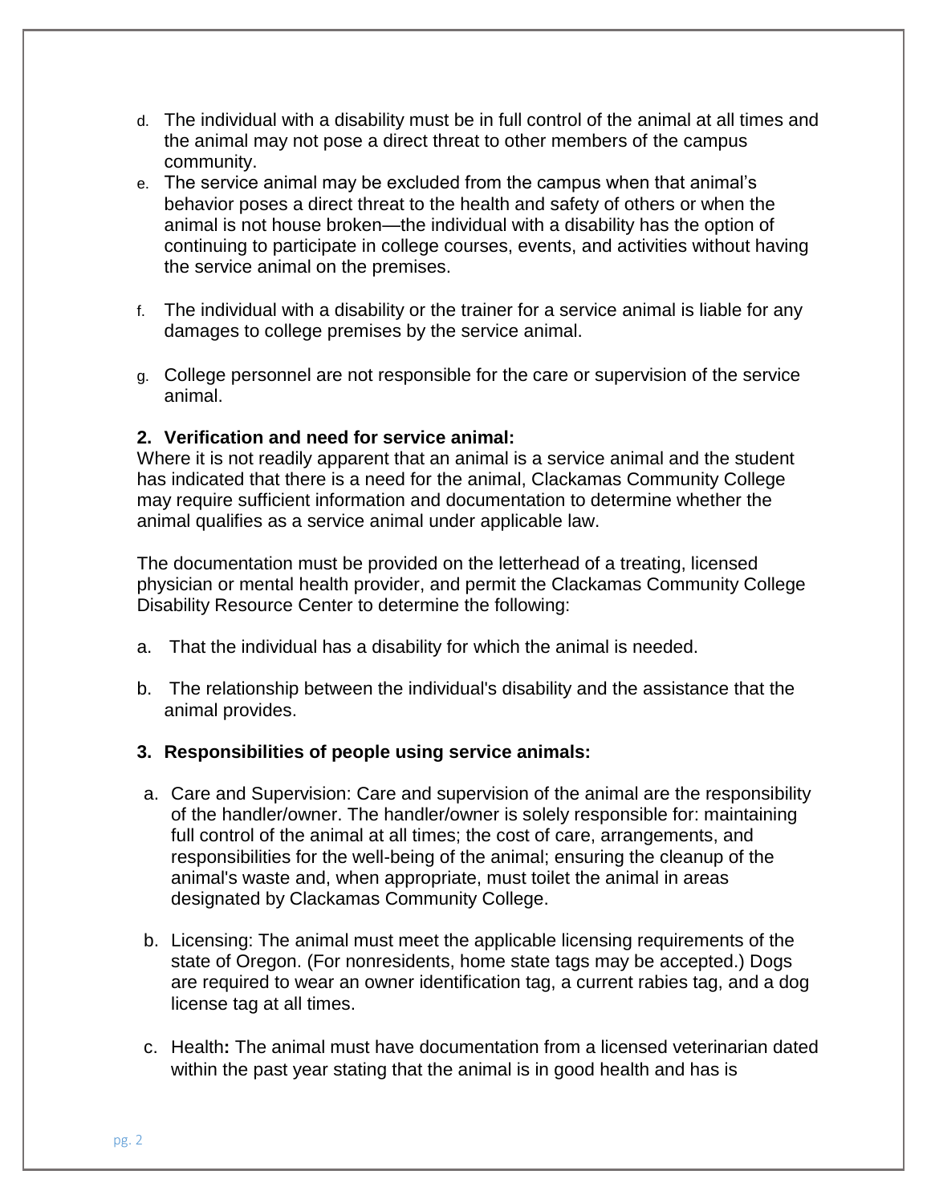d. The individual with a disability must be in full control of the animal at all times and the animal may not pose a direct threat to other members of the campus community.

e. The service animal may be excluded from the campus when that animal's behavior poses a direct threat to the health and safety of others or when the animal is not house broken—the individual with a disability has the option of continuing to participate in college courses, events, and activities without having the service animal on the premises.

f. The individual with a disability or the trainer for a service animal is liable for any damages to college premises by the service animal.

g. College personnel are not responsible for the care or supervision of the service animal.

**2. Verification and need for service animal:**

Where it is not readily apparent that an animal is a service animal and the student has indicated that there is a need for the animal, Clackamas Community College may require sufficient information and documentation to determine whether the animal qualifies as a service animal under applicable law.

The documentation must be provided on the letterhead of a treating, licensed physician or mental health provider, and permit the Clackamas Community College Disability Resource Center to determine the following:

a. That the individual has a disability for which the animal is needed.

b. The relationship between the individual's disability and the assistance that the animal provides.

**3. Responsibilities of people using service animals:**

a. Care and Supervision: Care and supervision of the animal are the responsibility of the handler/owner. The handler/owner is solely responsible for: maintaining full control of the animal at all times; the cost of care, arrangements, and responsibilities for the well-being of the animal; ensuring the cleanup of the animal's waste and, when appropriate, must toilet the animal in areas designated by Clackamas Community College.

b. Licensing: The animal must meet the applicable licensing requirements of the state of Oregon. (For nonresidents, home state tags may be accepted.) Dogs are required to wear an owner identification tag, a current rabies tag, and a dog license tag at all times.

c. Health**:** The animal must have documentation from a licensed veterinarian dated within the past year stating that the animal is in good health and has is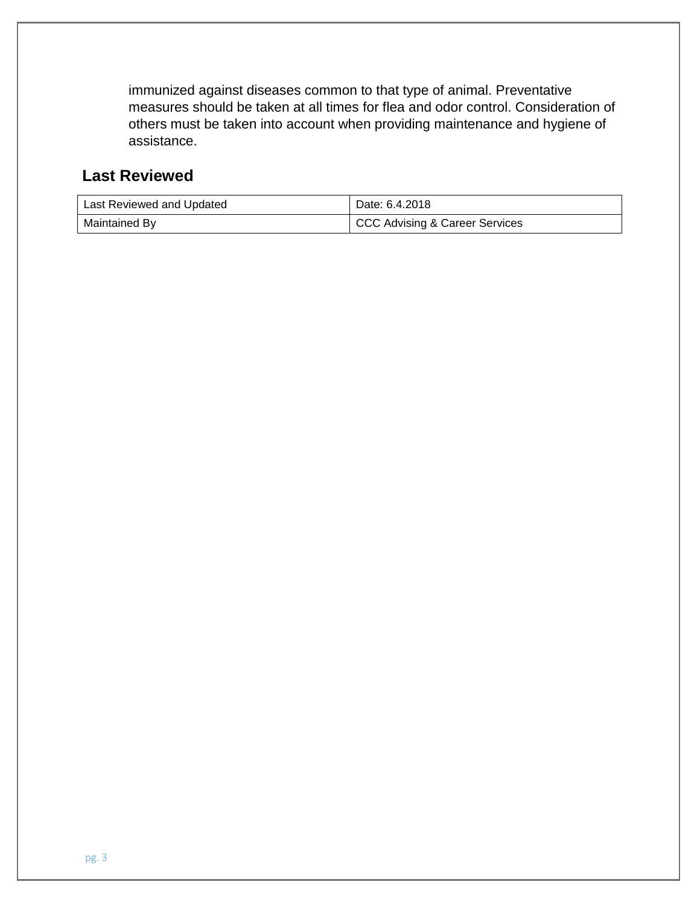immunized against diseases common to that type of animal. Preventative measures should be taken at all times for flea and odor control. Consideration of others must be taken into account when providing maintenance and hygiene of assistance.

## Last Reviewed

| | |
|---|---|
| Last Reviewed and Updated | Date: 6.4.2018 |
| Maintained By | CCC Advising & Career Services |